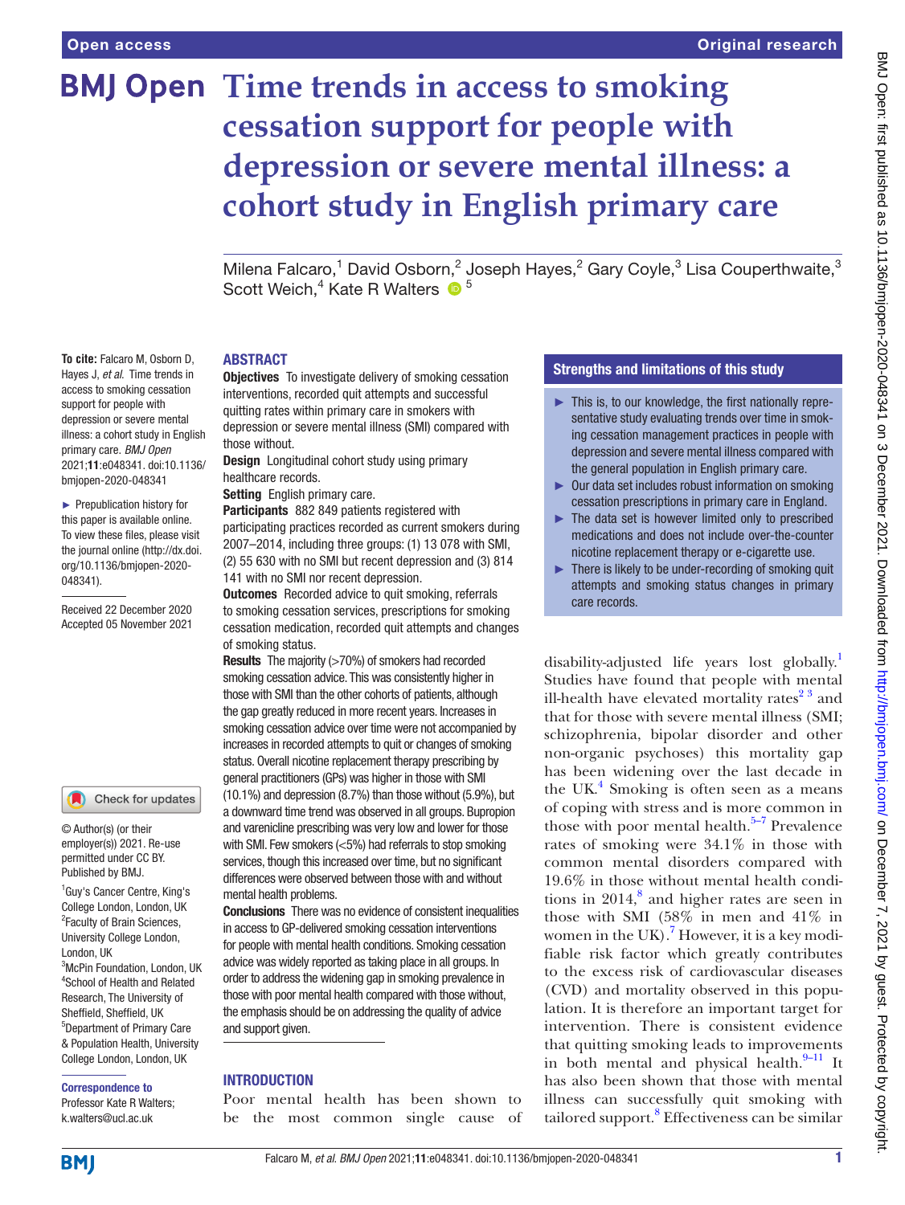# Time trends in access to smoking cessation support for people with depression or severe mental illness: a cohort study in English primary care

Milena Falcaro,[1] David Osborn,[2] Joseph Hayes,[2] Gary Coyle,[3] Lisa Couperthwaite,[3] Scott Weich,[4] Kate R Walters [5]

**To cite:** Falcaro M, Osborn D, Hayes J, *et al*. Time trends in access to smoking cessation support for people with depression or severe mental illness: a cohort study in English primary care. *BMJ Open* 2021;**11**:e048341. doi:10.1136/bmjopen-2020-048341

► Prepublication history for this paper is available online. To view these files, please visit the journal online (http://dx.doi.org/10.1136/bmjopen-2020-048341).

Received 22 December 2020
Accepted 05 November 2021

© Author(s) (or their employer(s)) 2021. Re-use permitted under CC BY. Published by BMJ.

[1]Guy's Cancer Centre, King's College London, London, UK
[2]Faculty of Brain Sciences, University College London, London, UK
[3]McPin Foundation, London, UK
[4]School of Health and Related Research, The University of Sheffield, Sheffield, UK
[5]Department of Primary Care & Population Health, University College London, London, UK

**Correspondence to**
Professor Kate R Walters; k.walters@ucl.ac.uk

## ABSTRACT

**Objectives** To investigate delivery of smoking cessation interventions, recorded quit attempts and successful quitting rates within primary care in smokers with depression or severe mental illness (SMI) compared with those without.

**Design** Longitudinal cohort study using primary healthcare records.

**Setting** English primary care.

**Participants** 882 849 patients registered with participating practices recorded as current smokers during 2007–2014, including three groups: (1) 13 078 with SMI, (2) 55 630 with no SMI but recent depression and (3) 814 141 with no SMI nor recent depression.

**Outcomes** Recorded advice to quit smoking, referrals to smoking cessation services, prescriptions for smoking cessation medication, recorded quit attempts and changes of smoking status.

**Results** The majority (>70%) of smokers had recorded smoking cessation advice. This was consistently higher in those with SMI than the other cohorts of patients, although the gap greatly reduced in more recent years. Increases in smoking cessation advice over time were not accompanied by increases in recorded attempts to quit or changes of smoking status. Overall nicotine replacement therapy prescribing by general practitioners (GPs) was higher in those with SMI (10.1%) and depression (8.7%) than those without (5.9%), but a downward time trend was observed in all groups. Bupropion and varenicline prescribing was very low and lower for those with SMI. Few smokers (<5%) had referrals to stop smoking services, though this increased over time, but no significant differences were observed between those with and without mental health problems.

**Conclusions** There was no evidence of consistent inequalities in access to GP-delivered smoking cessation interventions for people with mental health conditions. Smoking cessation advice was widely reported as taking place in all groups. In order to address the widening gap in smoking prevalence in those with poor mental health compared with those without, the emphasis should be on addressing the quality of advice and support given.

### Strengths and limitations of this study

- ► This is, to our knowledge, the first nationally representative study evaluating trends over time in smoking cessation management practices in people with depression and severe mental illness compared with the general population in English primary care.
- ► Our data set includes robust information on smoking cessation prescriptions in primary care in England.
- ► The data set is however limited only to prescribed medications and does not include over-the-counter nicotine replacement therapy or e-cigarette use.
- ► There is likely to be under-recording of smoking quit attempts and smoking status changes in primary care records.

## INTRODUCTION

Poor mental health has been shown to be the most common single cause of disability-adjusted life years lost globally.[1] Studies have found that people with mental ill-health have elevated mortality rates[2 3] and that for those with severe mental illness (SMI; schizophrenia, bipolar disorder and other non-organic psychoses) this mortality gap has been widening over the last decade in the UK.[4] Smoking is often seen as a means of coping with stress and is more common in those with poor mental health.[5–7] Prevalence rates of smoking were 34.1% in those with common mental disorders compared with 19.6% in those without mental health conditions in 2014,[8] and higher rates are seen in those with SMI (58% in men and 41% in women in the UK).[7] However, it is a key modifiable risk factor which greatly contributes to the excess risk of cardiovascular diseases (CVD) and mortality observed in this population. It is therefore an important target for intervention. There is consistent evidence that quitting smoking leads to improvements in both mental and physical health.[9–11] It has also been shown that those with mental illness can successfully quit smoking with tailored support.[8] Effectiveness can be similar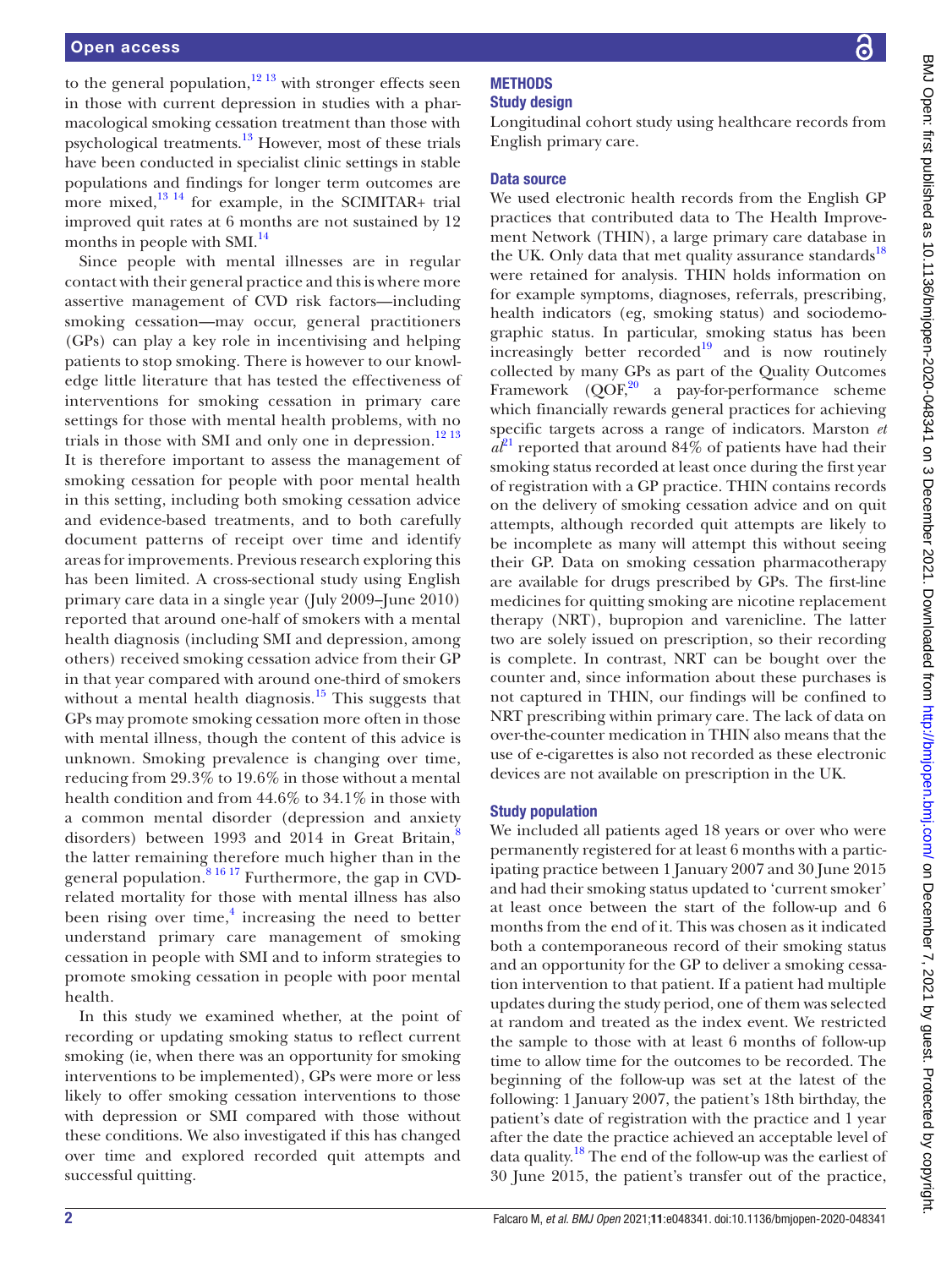to the general population,[12 13] with stronger effects seen in those with current depression in studies with a pharmacological smoking cessation treatment than those with psychological treatments.[13] However, most of these trials have been conducted in specialist clinic settings in stable populations and findings for longer term outcomes are more mixed,[13 14] for example, in the SCIMITAR+ trial improved quit rates at 6 months are not sustained by 12 months in people with SMI.[14]

Since people with mental illnesses are in regular contact with their general practice and this is where more assertive management of CVD risk factors—including smoking cessation—may occur, general practitioners (GPs) can play a key role in incentivising and helping patients to stop smoking. There is however to our knowledge little literature that has tested the effectiveness of interventions for smoking cessation in primary care settings for those with mental health problems, with no trials in those with SMI and only one in depression.[12 13] It is therefore important to assess the management of smoking cessation for people with poor mental health in this setting, including both smoking cessation advice and evidence-based treatments, and to both carefully document patterns of receipt over time and identify areas for improvements. Previous research exploring this has been limited. A cross-sectional study using English primary care data in a single year (July 2009–June 2010) reported that around one-half of smokers with a mental health diagnosis (including SMI and depression, among others) received smoking cessation advice from their GP in that year compared with around one-third of smokers without a mental health diagnosis.[15] This suggests that GPs may promote smoking cessation more often in those with mental illness, though the content of this advice is unknown. Smoking prevalence is changing over time, reducing from 29.3% to 19.6% in those without a mental health condition and from 44.6% to 34.1% in those with a common mental disorder (depression and anxiety disorders) between 1993 and 2014 in Great Britain,[8] the latter remaining therefore much higher than in the general population.[8 16 17] Furthermore, the gap in CVD-related mortality for those with mental illness has also been rising over time,[4] increasing the need to better understand primary care management of smoking cessation in people with SMI and to inform strategies to promote smoking cessation in people with poor mental health.

In this study we examined whether, at the point of recording or updating smoking status to reflect current smoking (ie, when there was an opportunity for smoking interventions to be implemented), GPs were more or less likely to offer smoking cessation interventions to those with depression or SMI compared with those without these conditions. We also investigated if this has changed over time and explored recorded quit attempts and successful quitting.

## METHODS

### Study design

Longitudinal cohort study using healthcare records from English primary care.

### Data source

We used electronic health records from the English GP practices that contributed data to The Health Improvement Network (THIN), a large primary care database in the UK. Only data that met quality assurance standards[18] were retained for analysis. THIN holds information on for example symptoms, diagnoses, referrals, prescribing, health indicators (eg, smoking status) and sociodemographic status. In particular, smoking status has been increasingly better recorded[19] and is now routinely collected by many GPs as part of the Quality Outcomes Framework (QOF,[20] a pay-for-performance scheme which financially rewards general practices for achieving specific targets across a range of indicators. Marston *et al*[21] reported that around 84% of patients have had their smoking status recorded at least once during the first year of registration with a GP practice. THIN contains records on the delivery of smoking cessation advice and on quit attempts, although recorded quit attempts are likely to be incomplete as many will attempt this without seeing their GP. Data on smoking cessation pharmacotherapy are available for drugs prescribed by GPs. The first-line medicines for quitting smoking are nicotine replacement therapy (NRT), bupropion and varenicline. The latter two are solely issued on prescription, so their recording is complete. In contrast, NRT can be bought over the counter and, since information about these purchases is not captured in THIN, our findings will be confined to NRT prescribing within primary care. The lack of data on over-the-counter medication in THIN also means that the use of e-cigarettes is also not recorded as these electronic devices are not available on prescription in the UK.

### Study population

We included all patients aged 18 years or over who were permanently registered for at least 6 months with a participating practice between 1 January 2007 and 30 June 2015 and had their smoking status updated to 'current smoker' at least once between the start of the follow-up and 6 months from the end of it. This was chosen as it indicated both a contemporaneous record of their smoking status and an opportunity for the GP to deliver a smoking cessation intervention to that patient. If a patient had multiple updates during the study period, one of them was selected at random and treated as the index event. We restricted the sample to those with at least 6 months of follow-up time to allow time for the outcomes to be recorded. The beginning of the follow-up was set at the latest of the following: 1 January 2007, the patient's 18th birthday, the patient's date of registration with the practice and 1 year after the date the practice achieved an acceptable level of data quality.[18] The end of the follow-up was the earliest of 30 June 2015, the patient's transfer out of the practice,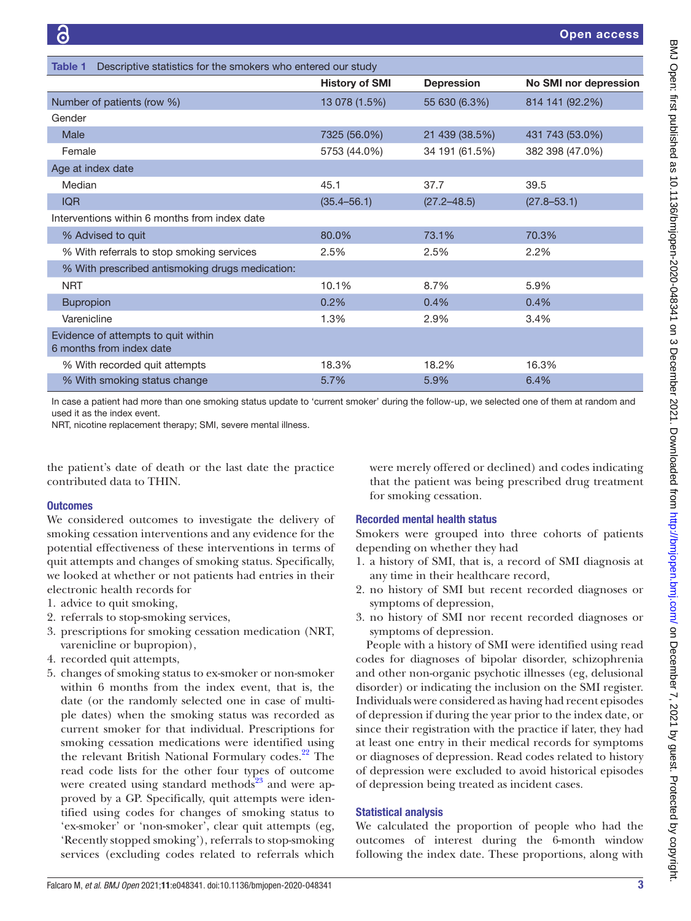Table 1 Descriptive statistics for the smokers who entered our study

| | History of SMI | Depression | No SMI nor depression |
|---|---|---|---|
| Number of patients (row %) | 13 078 (1.5%) | 55 630 (6.3%) | 814 141 (92.2%) |
| Gender | | | |
| Male | 7325 (56.0%) | 21 439 (38.5%) | 431 743 (53.0%) |
| Female | 5753 (44.0%) | 34 191 (61.5%) | 382 398 (47.0%) |
| Age at index date | | | |
| Median | 45.1 | 37.7 | 39.5 |
| IQR | (35.4–56.1) | (27.2–48.5) | (27.8–53.1) |
| Interventions within 6 months from index date | | | |
| % Advised to quit | 80.0% | 73.1% | 70.3% |
| % With referrals to stop smoking services | 2.5% | 2.5% | 2.2% |
| % With prescribed antismoking drugs medication: | | | |
| NRT | 10.1% | 8.7% | 5.9% |
| Bupropion | 0.2% | 0.4% | 0.4% |
| Varenicline | 1.3% | 2.9% | 3.4% |
| Evidence of attempts to quit within 6 months from index date | | | |
| % With recorded quit attempts | 18.3% | 18.2% | 16.3% |
| % With smoking status change | 5.7% | 5.9% | 6.4% |

In case a patient had more than one smoking status update to 'current smoker' during the follow-up, we selected one of them at random and used it as the index event.

NRT, nicotine replacement therapy; SMI, severe mental illness.

the patient's date of death or the last date the practice contributed data to THIN.

### Outcomes

We considered outcomes to investigate the delivery of smoking cessation interventions and any evidence for the potential effectiveness of these interventions in terms of quit attempts and changes of smoking status. Specifically, we looked at whether or not patients had entries in their electronic health records for

1. advice to quit smoking,
2. referrals to stop-smoking services,
3. prescriptions for smoking cessation medication (NRT, varenicline or bupropion),
4. recorded quit attempts,
5. changes of smoking status to ex-smoker or non-smoker within 6 months from the index event, that is, the date (or the randomly selected one in case of multiple dates) when the smoking status was recorded as current smoker for that individual. Prescriptions for smoking cessation medications were identified using the relevant British National Formulary codes.[22] The read code lists for the other four types of outcome were created using standard methods[23] and were approved by a GP. Specifically, quit attempts were identified using codes for changes of smoking status to 'ex-smoker' or 'non-smoker', clear quit attempts (eg, 'Recently stopped smoking'), referrals to stop-smoking services (excluding codes related to referrals which were merely offered or declined) and codes indicating that the patient was being prescribed drug treatment for smoking cessation.

### Recorded mental health status

Smokers were grouped into three cohorts of patients depending on whether they had

1. a history of SMI, that is, a record of SMI diagnosis at any time in their healthcare record,
2. no history of SMI but recent recorded diagnoses or symptoms of depression,
3. no history of SMI nor recent recorded diagnoses or symptoms of depression.

People with a history of SMI were identified using read codes for diagnoses of bipolar disorder, schizophrenia and other non-organic psychotic illnesses (eg, delusional disorder) or indicating the inclusion on the SMI register. Individuals were considered as having had recent episodes of depression if during the year prior to the index date, or since their registration with the practice if later, they had at least one entry in their medical records for symptoms or diagnoses of depression. Read codes related to history of depression were excluded to avoid historical episodes of depression being treated as incident cases.

### Statistical analysis

We calculated the proportion of people who had the outcomes of interest during the 6-month window following the index date. These proportions, along with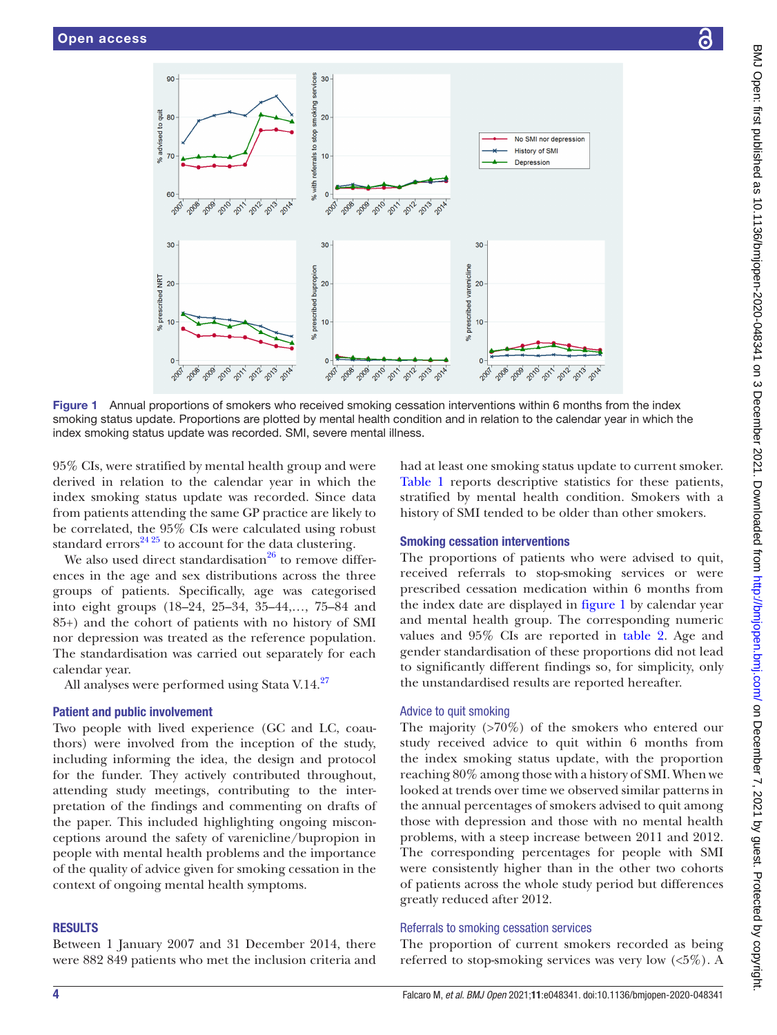Figure 1 Annual proportions of smokers who received smoking cessation interventions within 6 months from the index smoking status update. Proportions are plotted by mental health condition and in relation to the calendar year in which the index smoking status update was recorded. SMI, severe mental illness.

95% CIs, were stratified by mental health group and were derived in relation to the calendar year in which the index smoking status update was recorded. Since data from patients attending the same GP practice are likely to be correlated, the 95% CIs were calculated using robust standard errors[24 25] to account for the data clustering.

We also used direct standardisation[26] to remove differences in the age and sex distributions across the three groups of patients. Specifically, age was categorised into eight groups (18–24, 25–34, 35–44,..., 75–84 and 85+) and the cohort of patients with no history of SMI nor depression was treated as the reference population. The standardisation was carried out separately for each calendar year.

All analyses were performed using Stata V.14.[27]

### Patient and public involvement

Two people with lived experience (GC and LC, coauthors) were involved from the inception of the study, including informing the idea, the design and protocol for the funder. They actively contributed throughout, attending study meetings, contributing to the interpretation of the findings and commenting on drafts of the paper. This included highlighting ongoing misconceptions around the safety of varenicline/bupropion in people with mental health problems and the importance of the quality of advice given for smoking cessation in the context of ongoing mental health symptoms.

## RESULTS

Between 1 January 2007 and 31 December 2014, there were 882 849 patients who met the inclusion criteria and had at least one smoking status update to current smoker. Table 1 reports descriptive statistics for these patients, stratified by mental health condition. Smokers with a history of SMI tended to be older than other smokers.

### Smoking cessation interventions

The proportions of patients who were advised to quit, received referrals to stop-smoking services or were prescribed cessation medication within 6 months from the index date are displayed in figure 1 by calendar year and mental health group. The corresponding numeric values and 95% CIs are reported in table 2. Age and gender standardisation of these proportions did not lead to significantly different findings so, for simplicity, only the unstandardised results are reported hereafter.

#### Advice to quit smoking

The majority (>70%) of the smokers who entered our study received advice to quit within 6 months from the index smoking status update, with the proportion reaching 80% among those with a history of SMI. When we looked at trends over time we observed similar patterns in the annual percentages of smokers advised to quit among those with depression and those with no mental health problems, with a steep increase between 2011 and 2012. The corresponding percentages for people with SMI were consistently higher than in the other two cohorts of patients across the whole study period but differences greatly reduced after 2012.

#### Referrals to smoking cessation services

The proportion of current smokers recorded as being referred to stop-smoking services was very low (<5%). A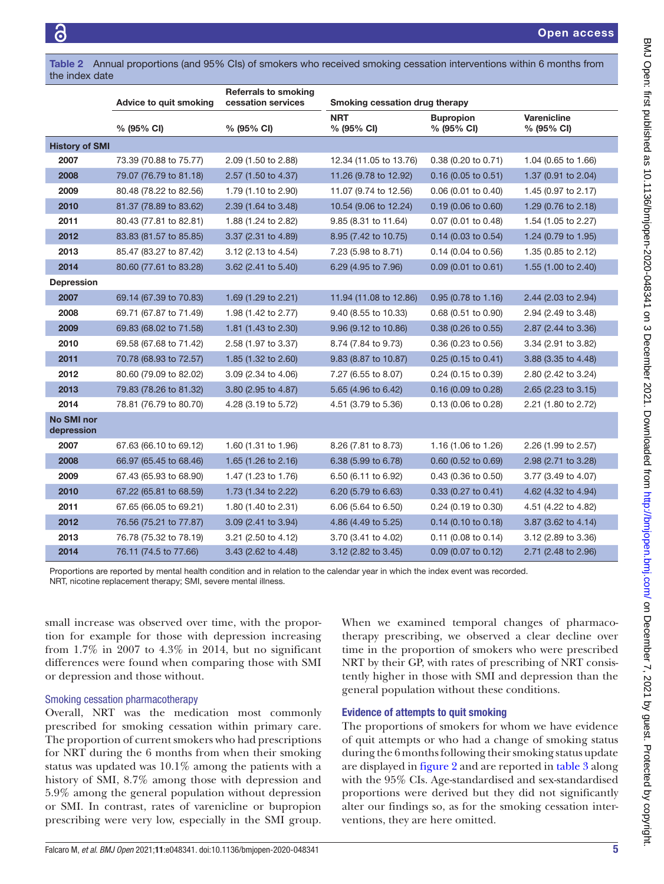**Table 2** Annual proportions (and 95% CIs) of smokers who received smoking cessation interventions within 6 months from the index date

| | Advice to quit smoking | Referrals to smoking cessation services | Smoking cessation drug therapy | | |
|---|---|---|---|---|---|
| | % (95% CI) | % (95% CI) | NRT % (95% CI) | Bupropion % (95% CI) | Varenicline % (95% CI) |
| **History of SMI** | | | | | |
| 2007 | 73.39 (70.88 to 75.77) | 2.09 (1.50 to 2.88) | 12.34 (11.05 to 13.76) | 0.38 (0.20 to 0.71) | 1.04 (0.65 to 1.66) |
| 2008 | 79.07 (76.79 to 81.18) | 2.57 (1.50 to 4.37) | 11.26 (9.78 to 12.92) | 0.16 (0.05 to 0.51) | 1.37 (0.91 to 2.04) |
| 2009 | 80.48 (78.22 to 82.56) | 1.79 (1.10 to 2.90) | 11.07 (9.74 to 12.56) | 0.06 (0.01 to 0.40) | 1.45 (0.97 to 2.17) |
| 2010 | 81.37 (78.89 to 83.62) | 2.39 (1.64 to 3.48) | 10.54 (9.06 to 12.24) | 0.19 (0.06 to 0.60) | 1.29 (0.76 to 2.18) |
| 2011 | 80.43 (77.81 to 82.81) | 1.88 (1.24 to 2.82) | 9.85 (8.31 to 11.64) | 0.07 (0.01 to 0.48) | 1.54 (1.05 to 2.27) |
| 2012 | 83.83 (81.57 to 85.85) | 3.37 (2.31 to 4.89) | 8.95 (7.42 to 10.75) | 0.14 (0.03 to 0.54) | 1.24 (0.79 to 1.95) |
| 2013 | 85.47 (83.27 to 87.42) | 3.12 (2.13 to 4.54) | 7.23 (5.98 to 8.71) | 0.14 (0.04 to 0.56) | 1.35 (0.85 to 2.12) |
| 2014 | 80.60 (77.61 to 83.28) | 3.62 (2.41 to 5.40) | 6.29 (4.95 to 7.96) | 0.09 (0.01 to 0.61) | 1.55 (1.00 to 2.40) |
| **Depression** | | | | | |
| 2007 | 69.14 (67.39 to 70.83) | 1.69 (1.29 to 2.21) | 11.94 (11.08 to 12.86) | 0.95 (0.78 to 1.16) | 2.44 (2.03 to 2.94) |
| 2008 | 69.71 (67.87 to 71.49) | 1.98 (1.42 to 2.77) | 9.40 (8.55 to 10.33) | 0.68 (0.51 to 0.90) | 2.94 (2.49 to 3.48) |
| 2009 | 69.83 (68.02 to 71.58) | 1.81 (1.43 to 2.30) | 9.96 (9.12 to 10.86) | 0.38 (0.26 to 0.55) | 2.87 (2.44 to 3.36) |
| 2010 | 69.58 (67.68 to 71.42) | 2.58 (1.97 to 3.37) | 8.74 (7.84 to 9.73) | 0.36 (0.23 to 0.56) | 3.34 (2.91 to 3.82) |
| 2011 | 70.78 (68.93 to 72.57) | 1.85 (1.32 to 2.60) | 9.83 (8.87 to 10.87) | 0.25 (0.15 to 0.41) | 3.88 (3.35 to 4.48) |
| 2012 | 80.60 (79.09 to 82.02) | 3.09 (2.34 to 4.06) | 7.27 (6.55 to 8.07) | 0.24 (0.15 to 0.39) | 2.80 (2.42 to 3.24) |
| 2013 | 79.83 (78.26 to 81.32) | 3.80 (2.95 to 4.87) | 5.65 (4.96 to 6.42) | 0.16 (0.09 to 0.28) | 2.65 (2.23 to 3.15) |
| 2014 | 78.81 (76.79 to 80.70) | 4.28 (3.19 to 5.72) | 4.51 (3.79 to 5.36) | 0.13 (0.06 to 0.28) | 2.21 (1.80 to 2.72) |
| **No SMI nor depression** | | | | | |
| 2007 | 67.63 (66.10 to 69.12) | 1.60 (1.31 to 1.96) | 8.26 (7.81 to 8.73) | 1.16 (1.06 to 1.26) | 2.26 (1.99 to 2.57) |
| 2008 | 66.97 (65.45 to 68.46) | 1.65 (1.26 to 2.16) | 6.38 (5.99 to 6.78) | 0.60 (0.52 to 0.69) | 2.98 (2.71 to 3.28) |
| 2009 | 67.43 (65.93 to 68.90) | 1.47 (1.23 to 1.76) | 6.50 (6.11 to 6.92) | 0.43 (0.36 to 0.50) | 3.77 (3.49 to 4.07) |
| 2010 | 67.22 (65.81 to 68.59) | 1.73 (1.34 to 2.22) | 6.20 (5.79 to 6.63) | 0.33 (0.27 to 0.41) | 4.62 (4.32 to 4.94) |
| 2011 | 67.65 (66.05 to 69.21) | 1.80 (1.40 to 2.31) | 6.06 (5.64 to 6.50) | 0.24 (0.19 to 0.30) | 4.51 (4.22 to 4.82) |
| 2012 | 76.56 (75.21 to 77.87) | 3.09 (2.41 to 3.94) | 4.86 (4.49 to 5.25) | 0.14 (0.10 to 0.18) | 3.87 (3.62 to 4.14) |
| 2013 | 76.78 (75.32 to 78.19) | 3.21 (2.50 to 4.12) | 3.70 (3.41 to 4.02) | 0.11 (0.08 to 0.14) | 3.12 (2.89 to 3.36) |
| 2014 | 76.11 (74.5 to 77.66) | 3.43 (2.62 to 4.48) | 3.12 (2.82 to 3.45) | 0.09 (0.07 to 0.12) | 2.71 (2.48 to 2.96) |

Proportions are reported by mental health condition and in relation to the calendar year in which the index event was recorded.
NRT, nicotine replacement therapy; SMI, severe mental illness.

small increase was observed over time, with the proportion for example for those with depression increasing from 1.7% in 2007 to 4.3% in 2014, but no significant differences were found when comparing those with SMI or depression and those without.

### Smoking cessation pharmacotherapy

Overall, NRT was the medication most commonly prescribed for smoking cessation within primary care. The proportion of current smokers who had prescriptions for NRT during the 6 months from when their smoking status was updated was 10.1% among the patients with a history of SMI, 8.7% among those with depression and 5.9% among the general population without depression or SMI. In contrast, rates of varenicline or bupropion prescribing were very low, especially in the SMI group.

When we examined temporal changes of pharmacotherapy prescribing, we observed a clear decline over time in the proportion of smokers who were prescribed NRT by their GP, with rates of prescribing of NRT consistently higher in those with SMI and depression than the general population without these conditions.

## Evidence of attempts to quit smoking

The proportions of smokers for whom we have evidence of quit attempts or who had a change of smoking status during the 6 months following their smoking status update are displayed in figure 2 and are reported in table 3 along with the 95% CIs. Age-standardised and sex-standardised proportions were derived but they did not significantly alter our findings so, as for the smoking cessation interventions, they are here omitted.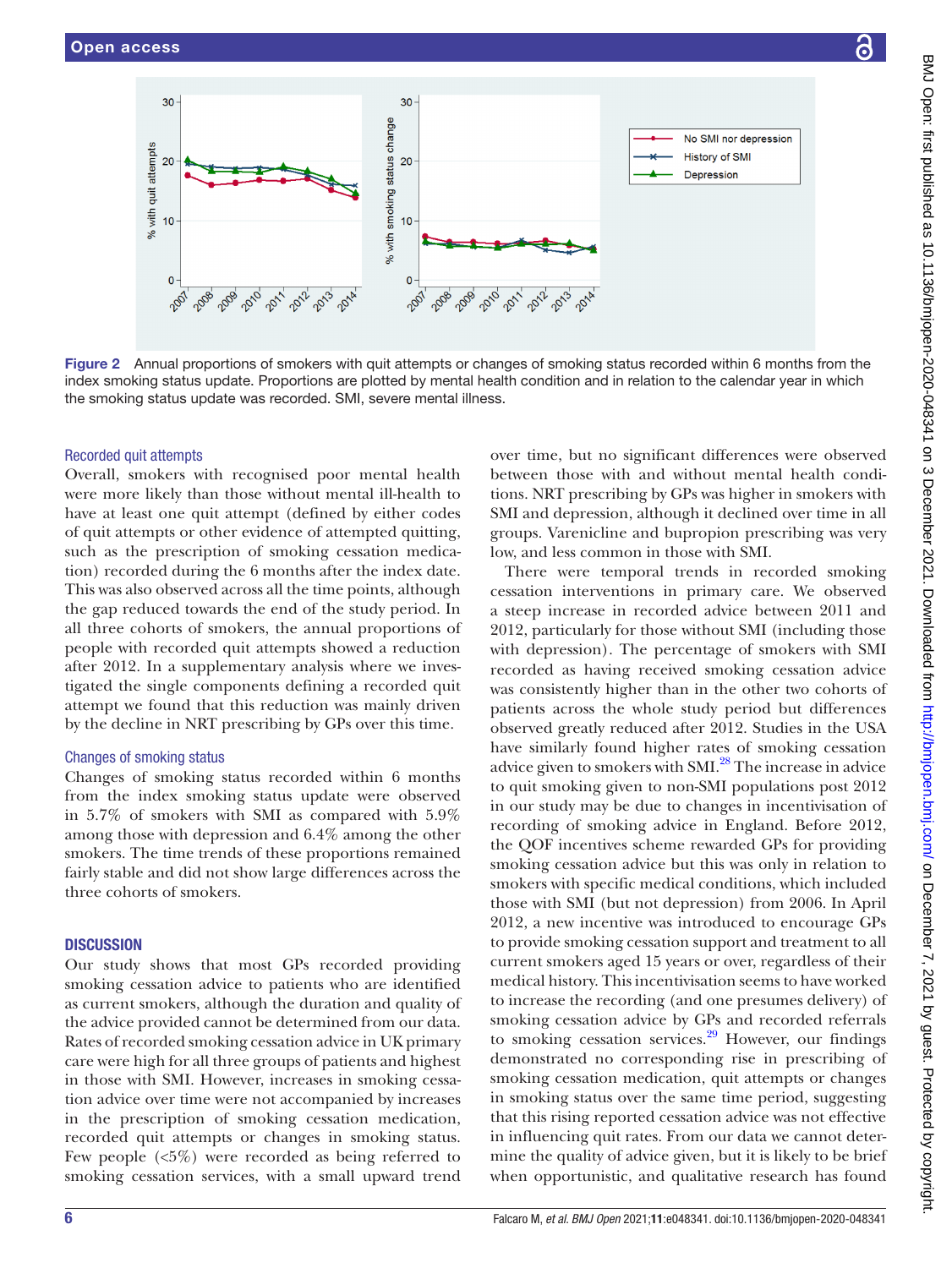Figure 2  Annual proportions of smokers with quit attempts or changes of smoking status recorded within 6 months from the index smoking status update. Proportions are plotted by mental health condition and in relation to the calendar year in which the smoking status update was recorded. SMI, severe mental illness.

### Recorded quit attempts

Overall, smokers with recognised poor mental health were more likely than those without mental ill-health to have at least one quit attempt (defined by either codes of quit attempts or other evidence of attempted quitting, such as the prescription of smoking cessation medication) recorded during the 6 months after the index date. This was also observed across all the time points, although the gap reduced towards the end of the study period. In all three cohorts of smokers, the annual proportions of people with recorded quit attempts showed a reduction after 2012. In a supplementary analysis where we investigated the single components defining a recorded quit attempt we found that this reduction was mainly driven by the decline in NRT prescribing by GPs over this time.

### Changes of smoking status

Changes of smoking status recorded within 6 months from the index smoking status update were observed in 5.7% of smokers with SMI as compared with 5.9% among those with depression and 6.4% among the other smokers. The time trends of these proportions remained fairly stable and did not show large differences across the three cohorts of smokers.

## DISCUSSION

Our study shows that most GPs recorded providing smoking cessation advice to patients who are identified as current smokers, although the duration and quality of the advice provided cannot be determined from our data. Rates of recorded smoking cessation advice in UK primary care were high for all three groups of patients and highest in those with SMI. However, increases in smoking cessation advice over time were not accompanied by increases in the prescription of smoking cessation medication, recorded quit attempts or changes in smoking status. Few people (<5%) were recorded as being referred to smoking cessation services, with a small upward trend over time, but no significant differences were observed between those with and without mental health conditions. NRT prescribing by GPs was higher in smokers with SMI and depression, although it declined over time in all groups. Varenicline and bupropion prescribing was very low, and less common in those with SMI.

There were temporal trends in recorded smoking cessation interventions in primary care. We observed a steep increase in recorded advice between 2011 and 2012, particularly for those without SMI (including those with depression). The percentage of smokers with SMI recorded as having received smoking cessation advice was consistently higher than in the other two cohorts of patients across the whole study period but differences observed greatly reduced after 2012. Studies in the USA have similarly found higher rates of smoking cessation advice given to smokers with SMI.[28] The increase in advice to quit smoking given to non-SMI populations post 2012 in our study may be due to changes in incentivisation of recording of smoking advice in England. Before 2012, the QOF incentives scheme rewarded GPs for providing smoking cessation advice but this was only in relation to smokers with specific medical conditions, which included those with SMI (but not depression) from 2006. In April 2012, a new incentive was introduced to encourage GPs to provide smoking cessation support and treatment to all current smokers aged 15 years or over, regardless of their medical history. This incentivisation seems to have worked to increase the recording (and one presumes delivery) of smoking cessation advice by GPs and recorded referrals to smoking cessation services.[29] However, our findings demonstrated no corresponding rise in prescribing of smoking cessation medication, quit attempts or changes in smoking status over the same time period, suggesting that this rising reported cessation advice was not effective in influencing quit rates. From our data we cannot determine the quality of advice given, but it is likely to be brief when opportunistic, and qualitative research has found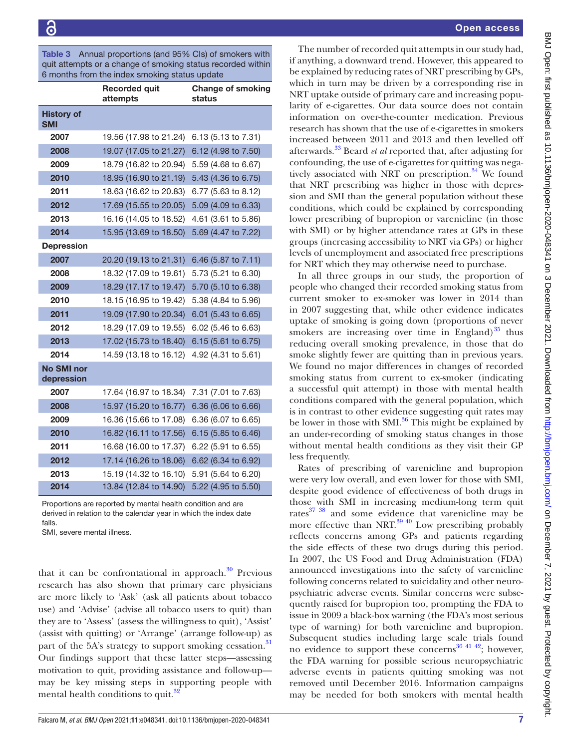**Table 3** Annual proportions (and 95% CIs) of smokers with quit attempts or a change of smoking status recorded within 6 months from the index smoking status update

| | Recorded quit attempts | Change of smoking status |
|---|---|---|
| **History of SMI** | | |
| 2007 | 19.56 (17.98 to 21.24) | 6.13 (5.13 to 7.31) |
| 2008 | 19.07 (17.05 to 21.27) | 6.12 (4.98 to 7.50) |
| 2009 | 18.79 (16.82 to 20.94) | 5.59 (4.68 to 6.67) |
| 2010 | 18.95 (16.90 to 21.19) | 5.43 (4.36 to 6.75) |
| 2011 | 18.63 (16.62 to 20.83) | 6.77 (5.63 to 8.12) |
| 2012 | 17.69 (15.55 to 20.05) | 5.09 (4.09 to 6.33) |
| 2013 | 16.16 (14.05 to 18.52) | 4.61 (3.61 to 5.86) |
| 2014 | 15.95 (13.69 to 18.50) | 5.69 (4.47 to 7.22) |
| **Depression** | | |
| 2007 | 20.20 (19.13 to 21.31) | 6.46 (5.87 to 7.11) |
| 2008 | 18.32 (17.09 to 19.61) | 5.73 (5.21 to 6.30) |
| 2009 | 18.29 (17.17 to 19.47) | 5.70 (5.10 to 6.38) |
| 2010 | 18.15 (16.95 to 19.42) | 5.38 (4.84 to 5.96) |
| 2011 | 19.09 (17.90 to 20.34) | 6.01 (5.43 to 6.65) |
| 2012 | 18.29 (17.09 to 19.55) | 6.02 (5.46 to 6.63) |
| 2013 | 17.02 (15.73 to 18.40) | 6.15 (5.61 to 6.75) |
| 2014 | 14.59 (13.18 to 16.12) | 4.92 (4.31 to 5.61) |
| **No SMI nor depression** | | |
| 2007 | 17.64 (16.97 to 18.34) | 7.31 (7.01 to 7.63) |
| 2008 | 15.97 (15.20 to 16.77) | 6.36 (6.06 to 6.66) |
| 2009 | 16.36 (15.66 to 17.08) | 6.36 (6.07 to 6.65) |
| 2010 | 16.82 (16.11 to 17.56) | 6.15 (5.85 to 6.46) |
| 2011 | 16.68 (16.00 to 17.37) | 6.22 (5.91 to 6.55) |
| 2012 | 17.14 (16.26 to 18.06) | 6.62 (6.34 to 6.92) |
| 2013 | 15.19 (14.32 to 16.10) | 5.91 (5.64 to 6.20) |
| 2014 | 13.84 (12.84 to 14.90) | 5.22 (4.95 to 5.50) |

Proportions are reported by mental health condition and are derived in relation to the calendar year in which the index date falls.
SMI, severe mental illness.

that it can be confrontational in approach.[30] Previous research has also shown that primary care physicians are more likely to 'Ask' (ask all patients about tobacco use) and 'Advise' (advise all tobacco users to quit) than they are to 'Assess' (assess the willingness to quit), 'Assist' (assist with quitting) or 'Arrange' (arrange follow-up) as part of the 5A's strategy to support smoking cessation.[31] Our findings support that these latter steps—assessing motivation to quit, providing assistance and follow-up—may be key missing steps in supporting people with mental health conditions to quit.[32]

The number of recorded quit attempts in our study had, if anything, a downward trend. However, this appeared to be explained by reducing rates of NRT prescribing by GPs, which in turn may be driven by a corresponding rise in NRT uptake outside of primary care and increasing popularity of e-cigarettes. Our data source does not contain information on over-the-counter medication. Previous research has shown that the use of e-cigarettes in smokers increased between 2011 and 2013 and then levelled off afterwards.[33] Beard *et al* reported that, after adjusting for confounding, the use of e-cigarettes for quitting was negatively associated with NRT on prescription.[34] We found that NRT prescribing was higher in those with depression and SMI than the general population without these conditions, which could be explained by corresponding lower prescribing of bupropion or varenicline (in those with SMI) or by higher attendance rates at GPs in these groups (increasing accessibility to NRT via GPs) or higher levels of unemployment and associated free prescriptions for NRT which they may otherwise need to purchase.

In all three groups in our study, the proportion of people who changed their recorded smoking status from current smoker to ex-smoker was lower in 2014 than in 2007 suggesting that, while other evidence indicates uptake of smoking is going down (proportions of never smokers are increasing over time in England)[35] thus reducing overall smoking prevalence, in those that do smoke slightly fewer are quitting than in previous years. We found no major differences in changes of recorded smoking status from current to ex-smoker (indicating a successful quit attempt) in those with mental health conditions compared with the general population, which is in contrast to other evidence suggesting quit rates may be lower in those with SMI.[36] This might be explained by an under-recording of smoking status changes in those without mental health conditions as they visit their GP less frequently.

Rates of prescribing of varenicline and bupropion were very low overall, and even lower for those with SMI, despite good evidence of effectiveness of both drugs in those with SMI in increasing medium-long term quit rates[37,38] and some evidence that varenicline may be more effective than NRT.[39,40] Low prescribing probably reflects concerns among GPs and patients regarding the side effects of these two drugs during this period. In 2007, the US Food and Drug Administration (FDA) announced investigations into the safety of varenicline following concerns related to suicidality and other neuropsychiatric adverse events. Similar concerns were subsequently raised for bupropion too, prompting the FDA to issue in 2009 a black-box warning (the FDA's most serious type of warning) for both varenicline and bupropion. Subsequent studies including large scale trials found no evidence to support these concerns[36,41,42]; however, the FDA warning for possible serious neuropsychiatric adverse events in patients quitting smoking was not removed until December 2016. Information campaigns may be needed for both smokers with mental health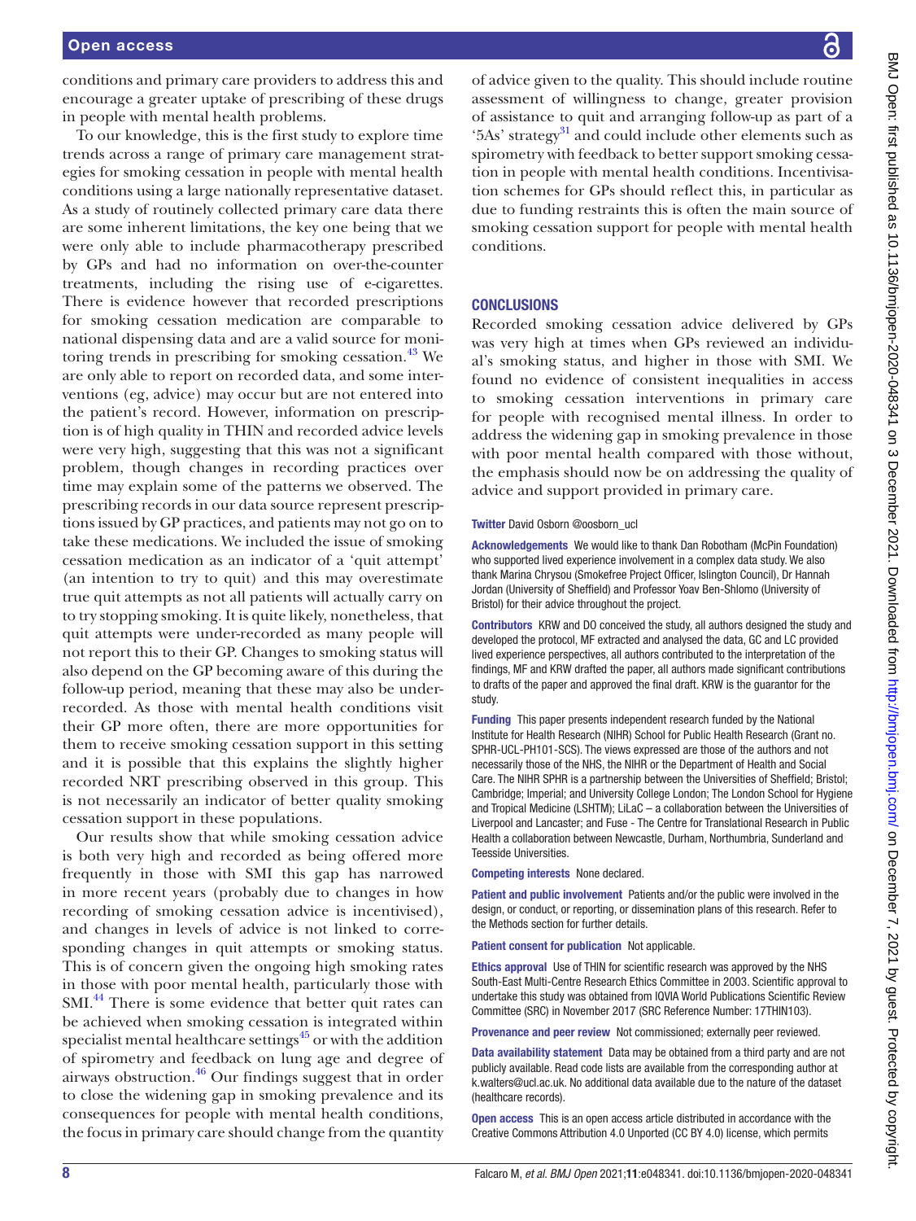conditions and primary care providers to address this and encourage a greater uptake of prescribing of these drugs in people with mental health problems.

To our knowledge, this is the first study to explore time trends across a range of primary care management strategies for smoking cessation in people with mental health conditions using a large nationally representative dataset. As a study of routinely collected primary care data there are some inherent limitations, the key one being that we were only able to include pharmacotherapy prescribed by GPs and had no information on over-the-counter treatments, including the rising use of e-cigarettes. There is evidence however that recorded prescriptions for smoking cessation medication are comparable to national dispensing data and are a valid source for monitoring trends in prescribing for smoking cessation.[43] We are only able to report on recorded data, and some interventions (eg, advice) may occur but are not entered into the patient's record. However, information on prescription is of high quality in THIN and recorded advice levels were very high, suggesting that this was not a significant problem, though changes in recording practices over time may explain some of the patterns we observed. The prescribing records in our data source represent prescriptions issued by GP practices, and patients may not go on to take these medications. We included the issue of smoking cessation medication as an indicator of a 'quit attempt' (an intention to try to quit) and this may overestimate true quit attempts as not all patients will actually carry on to try stopping smoking. It is quite likely, nonetheless, that quit attempts were under-recorded as many people will not report this to their GP. Changes to smoking status will also depend on the GP becoming aware of this during the follow-up period, meaning that these may also be under-recorded. As those with mental health conditions visit their GP more often, there are more opportunities for them to receive smoking cessation support in this setting and it is possible that this explains the slightly higher recorded NRT prescribing observed in this group. This is not necessarily an indicator of better quality smoking cessation support in these populations.

Our results show that while smoking cessation advice is both very high and recorded as being offered more frequently in those with SMI this gap has narrowed in more recent years (probably due to changes in how recording of smoking cessation advice is incentivised), and changes in levels of advice is not linked to corresponding changes in quit attempts or smoking status. This is of concern given the ongoing high smoking rates in those with poor mental health, particularly those with SMI.[44] There is some evidence that better quit rates can be achieved when smoking cessation is integrated within specialist mental healthcare settings[45] or with the addition of spirometry and feedback on lung age and degree of airways obstruction.[46] Our findings suggest that in order to close the widening gap in smoking prevalence and its consequences for people with mental health conditions, the focus in primary care should change from the quantity of advice given to the quality. This should include routine assessment of willingness to change, greater provision of assistance to quit and arranging follow-up as part of a '5As' strategy[31] and could include other elements such as spirometry with feedback to better support smoking cessation in people with mental health conditions. Incentivisation schemes for GPs should reflect this, in particular as due to funding restraints this is often the main source of smoking cessation support for people with mental health conditions.

## CONCLUSIONS

Recorded smoking cessation advice delivered by GPs was very high at times when GPs reviewed an individual's smoking status, and higher in those with SMI. We found no evidence of consistent inequalities in access to smoking cessation interventions in primary care for people with recognised mental illness. In order to address the widening gap in smoking prevalence in those with poor mental health compared with those without, the emphasis should now be on addressing the quality of advice and support provided in primary care.

**Twitter** David Osborn @oosborn_ucl

**Acknowledgements** We would like to thank Dan Robotham (McPin Foundation) who supported lived experience involvement in a complex data study. We also thank Marina Chrysou (Smokefree Project Officer, Islington Council), Dr Hannah Jordan (University of Sheffield) and Professor Yoav Ben-Shlomo (University of Bristol) for their advice throughout the project.

**Contributors** KRW and DO conceived the study, all authors designed the study and developed the protocol, MF extracted and analysed the data, GC and LC provided lived experience perspectives, all authors contributed to the interpretation of the findings, MF and KRW drafted the paper, all authors made significant contributions to drafts of the paper and approved the final draft. KRW is the guarantor for the study.

**Funding** This paper presents independent research funded by the National Institute for Health Research (NIHR) School for Public Health Research (Grant no. SPHR-UCL-PH101-SCS). The views expressed are those of the authors and not necessarily those of the NHS, the NIHR or the Department of Health and Social Care. The NIHR SPHR is a partnership between the Universities of Sheffield; Bristol; Cambridge; Imperial; and University College London; The London School for Hygiene and Tropical Medicine (LSHTM); LiLaC – a collaboration between the Universities of Liverpool and Lancaster; and Fuse - The Centre for Translational Research in Public Health a collaboration between Newcastle, Durham, Northumbria, Sunderland and Teesside Universities.

**Competing interests** None declared.

**Patient and public involvement** Patients and/or the public were involved in the design, or conduct, or reporting, or dissemination plans of this research. Refer to the Methods section for further details.

**Patient consent for publication** Not applicable.

**Ethics approval** Use of THIN for scientific research was approved by the NHS South-East Multi-Centre Research Ethics Committee in 2003. Scientific approval to undertake this study was obtained from IQVIA World Publications Scientific Review Committee (SRC) in November 2017 (SRC Reference Number: 17THIN103).

**Provenance and peer review** Not commissioned; externally peer reviewed.

**Data availability statement** Data may be obtained from a third party and are not publicly available. Read code lists are available from the corresponding author at k.walters@ucl.ac.uk. No additional data available due to the nature of the dataset (healthcare records).

**Open access** This is an open access article distributed in accordance with the Creative Commons Attribution 4.0 Unported (CC BY 4.0) license, which permits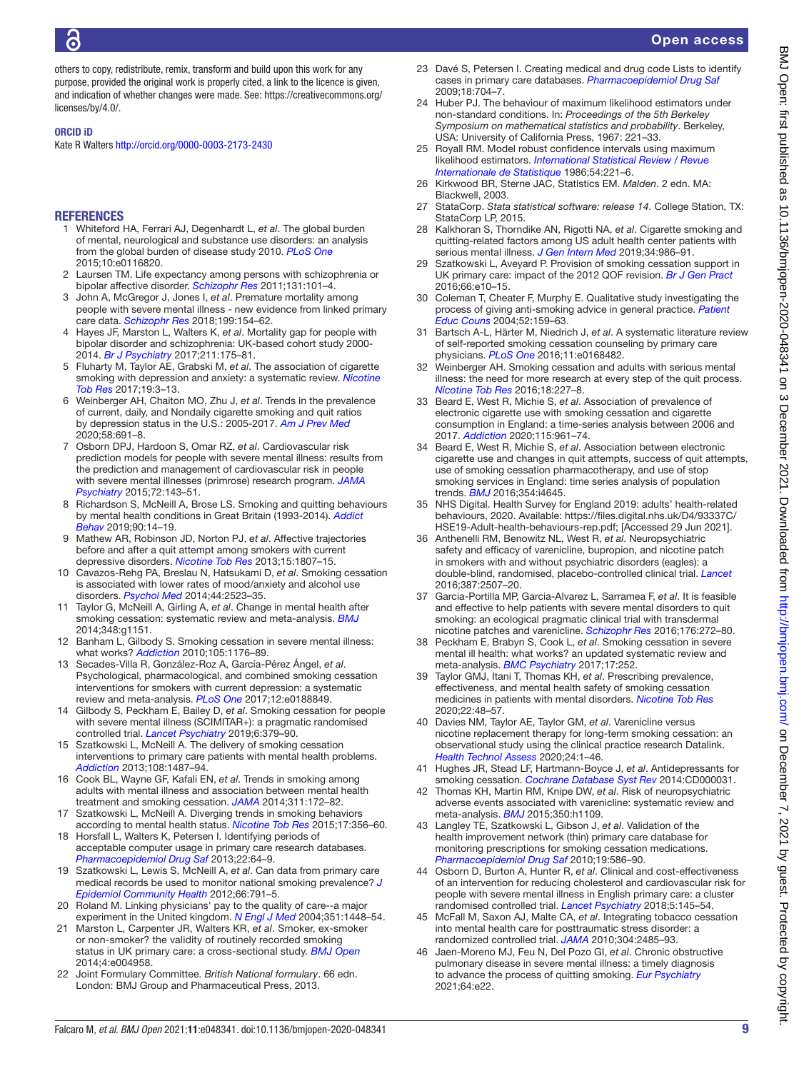others to copy, redistribute, remix, transform and build upon this work for any purpose, provided the original work is properly cited, a link to the licence is given, and indication of whether changes were made. See: https://creativecommons.org/licenses/by/4.0/.

### ORCID iD

Kate R Walters http://orcid.org/0000-0003-2173-2430

## REFERENCES

1. Whiteford HA, Ferrari AJ, Degenhardt L, *et al*. The global burden of mental, neurological and substance use disorders: an analysis from the global burden of disease study 2010. *PLoS One* 2015;10:e0116820.
2. Laursen TM. Life expectancy among persons with schizophrenia or bipolar affective disorder. *Schizophr Res* 2011;131:101–4.
3. John A, McGregor J, Jones I, *et al*. Premature mortality among people with severe mental illness - new evidence from linked primary care data. *Schizophr Res* 2018;199:154–62.
4. Hayes JF, Marston L, Walters K, *et al*. Mortality gap for people with bipolar disorder and schizophrenia: UK-based cohort study 2000-2014. *Br J Psychiatry* 2017;211:175–81.
5. Fluharty M, Taylor AE, Grabski M, *et al*. The association of cigarette smoking with depression and anxiety: a systematic review. *Nicotine Tob Res* 2017;19:3–13.
6. Weinberger AH, Chaiton MO, Zhu J, *et al*. Trends in the prevalence of current, daily, and Nondaily cigarette smoking and quit ratios by depression status in the U.S.: 2005-2017. *Am J Prev Med* 2020;58:691–8.
7. Osborn DPJ, Hardoon S, Omar RZ, *et al*. Cardiovascular risk prediction models for people with severe mental illness: results from the prediction and management of cardiovascular risk in people with severe mental illnesses (primrose) research program. *JAMA Psychiatry* 2015;72:143–51.
8. Richardson S, McNeill A, Brose LS. Smoking and quitting behaviours by mental health conditions in Great Britain (1993-2014). *Addict Behav* 2019;90:14–19.
9. Mathew AR, Robinson JD, Norton PJ, *et al*. Affective trajectories before and after a quit attempt among smokers with current depressive disorders. *Nicotine Tob Res* 2013;15:1807–15.
10. Cavazos-Rehg PA, Breslau N, Hatsukami D, *et al*. Smoking cessation is associated with lower rates of mood/anxiety and alcohol use disorders. *Psychol Med* 2014;44:2523–35.
11. Taylor G, McNeill A, Girling A, *et al*. Change in mental health after smoking cessation: systematic review and meta-analysis. *BMJ* 2014;348:g1151.
12. Banham L, Gilbody S. Smoking cessation in severe mental illness: what works? *Addiction* 2010;105:1176–89.
13. Secades-Villa R, González-Roz A, García-Pérez Ángel, *et al*. Psychological, pharmacological, and combined smoking cessation interventions for smokers with current depression: a systematic review and meta-analysis. *PLoS One* 2017;12:e0188849.
14. Gilbody S, Peckham E, Bailey D, *et al*. Smoking cessation for people with severe mental illness (SCIMITAR+): a pragmatic randomised controlled trial. *Lancet Psychiatry* 2019;6:379–90.
15. Szatkowski L, McNeill A. The delivery of smoking cessation interventions to primary care patients with mental health problems. *Addiction* 2013;108:1487–94.
16. Cook BL, Wayne GF, Kafali EN, *et al*. Trends in smoking among adults with mental illness and association between mental health treatment and smoking cessation. *JAMA* 2014;311:172–82.
17. Szatkowski L, McNeill A. Diverging trends in smoking behaviors according to mental health status. *Nicotine Tob Res* 2015;17:356–60.
18. Horsfall L, Walters K, Petersen I. Identifying periods of acceptable computer usage in primary care research databases. *Pharmacoepidemiol Drug Saf* 2013;22:64–9.
19. Szatkowski L, Lewis S, McNeill A, *et al*. Can data from primary care medical records be used to monitor national smoking prevalence? *J Epidemiol Community Health* 2012;66:791–5.
20. Roland M. Linking physicians' pay to the quality of care--a major experiment in the United kingdom. *N Engl J Med* 2004;351:1448–54.
21. Marston L, Carpenter JR, Walters KR, *et al*. Smoker, ex-smoker or non-smoker? the validity of routinely recorded smoking status in UK primary care: a cross-sectional study. *BMJ Open* 2014;4:e004958.
22. Joint Formulary Committee. *British National formulary*. 66 edn. London: BMJ Group and Pharmaceutical Press, 2013.
23. Davé S, Petersen I. Creating medical and drug code Lists to identify cases in primary care databases. *Pharmacoepidemiol Drug Saf* 2009;18:704–7.
24. Huber PJ. The behaviour of maximum likelihood estimators under non-standard conditions. In: *Proceedings of the 5th Berkeley Symposium on mathematical statistics and probability*. Berkeley, USA: University of California Press, 1967: 221–33.
25. Royall RM. Model robust confidence intervals using maximum likelihood estimators. *International Statistical Review / Revue Internationale de Statistique* 1986;54:221–6.
26. Kirkwood BR, Sterne JAC, Statistics EM. *Malden*. 2 edn. MA: Blackwell, 2003.
27. StataCorp. *Stata statistical software: release 14*. College Station, TX: StataCorp LP, 2015.
28. Kalkhoran S, Thorndike AN, Rigotti NA, *et al*. Cigarette smoking and quitting-related factors among US adult health center patients with serious mental illness. *J Gen Intern Med* 2019;34:986–91.
29. Szatkowski L, Aveyard P. Provision of smoking cessation support in UK primary care: impact of the 2012 QOF revision. *Br J Gen Pract* 2016;66:e10–15.
30. Coleman T, Cheater F, Murphy E. Qualitative study investigating the process of giving anti-smoking advice in general practice. *Patient Educ Couns* 2004;52:159–63.
31. Bartsch A-L, Härter M, Niedrich J, *et al*. A systematic literature review of self-reported smoking cessation counseling by primary care physicians. *PLoS One* 2016;11:e0168482.
32. Weinberger AH. Smoking cessation and adults with serious mental illness: the need for more research at every step of the quit process. *Nicotine Tob Res* 2016;18:227–8.
33. Beard E, West R, Michie S, *et al*. Association of prevalence of electronic cigarette use with smoking cessation and cigarette consumption in England: a time-series analysis between 2006 and 2017. *Addiction* 2020;115:961–74.
34. Beard E, West R, Michie S, *et al*. Association between electronic cigarette use and changes in quit attempts, success of quit attempts, use of smoking cessation pharmacotherapy, and use of stop smoking services in England: time series analysis of population trends. *BMJ* 2016;354:i4645.
35. NHS Digital. Health Survey for England 2019: adults' health-related behaviours, 2020. Available: https://files.digital.nhs.uk/D4/93337C/HSE19-Adult-health-behaviours-rep.pdf; [Accessed 29 Jun 2021].
36. Anthenelli RM, Benowitz NL, West R, *et al*. Neuropsychiatric safety and efficacy of varenicline, bupropion, and nicotine patch in smokers with and without psychiatric disorders (eagles): a double-blind, randomised, placebo-controlled clinical trial. *Lancet* 2016;387:2507–20.
37. Garcia-Portilla MP, Garcia-Alvarez L, Sarramea F, *et al*. It is feasible and effective to help patients with severe mental disorders to quit smoking: an ecological pragmatic clinical trial with transdermal nicotine patches and varenicline. *Schizophr Res* 2016;176:272–80.
38. Peckham E, Brabyn S, Cook L, *et al*. Smoking cessation in severe mental ill health: what works? an updated systematic review and meta-analysis. *BMC Psychiatry* 2017;17:252.
39. Taylor GMJ, Itani T, Thomas KH, *et al*. Prescribing prevalence, effectiveness, and mental health safety of smoking cessation medicines in patients with mental disorders. *Nicotine Tob Res* 2020;22:48–57.
40. Davies NM, Taylor AE, Taylor GM, *et al*. Varenicline versus nicotine replacement therapy for long-term smoking cessation: an observational study using the clinical practice research Datalink. *Health Technol Assess* 2020;24:1–46.
41. Hughes JR, Stead LF, Hartmann-Boyce J, *et al*. Antidepressants for smoking cessation. *Cochrane Database Syst Rev* 2014:CD000031.
42. Thomas KH, Martin RM, Knipe DW, *et al*. Risk of neuropsychiatric adverse events associated with varenicline: systematic review and meta-analysis. *BMJ* 2015;350:h1109.
43. Langley TE, Szatkowski L, Gibson J, *et al*. Validation of the health improvement network (thin) primary care database for monitoring prescriptions for smoking cessation medications. *Pharmacoepidemiol Drug Saf* 2010;19:586–90.
44. Osborn D, Burton A, Hunter R, *et al*. Clinical and cost-effectiveness of an intervention for reducing cholesterol and cardiovascular risk for people with severe mental illness in English primary care: a cluster randomised controlled trial. *Lancet Psychiatry* 2018;5:145–54.
45. McFall M, Saxon AJ, Malte CA, *et al*. Integrating tobacco cessation into mental health care for posttraumatic stress disorder: a randomized controlled trial. *JAMA* 2010;304:2485–93.
46. Jaen-Moreno MJ, Feu N, Del Pozo GI, *et al*. Chronic obstructive pulmonary disease in severe mental illness: a timely diagnosis to advance the process of quitting smoking. *Eur Psychiatry* 2021;64:e22.